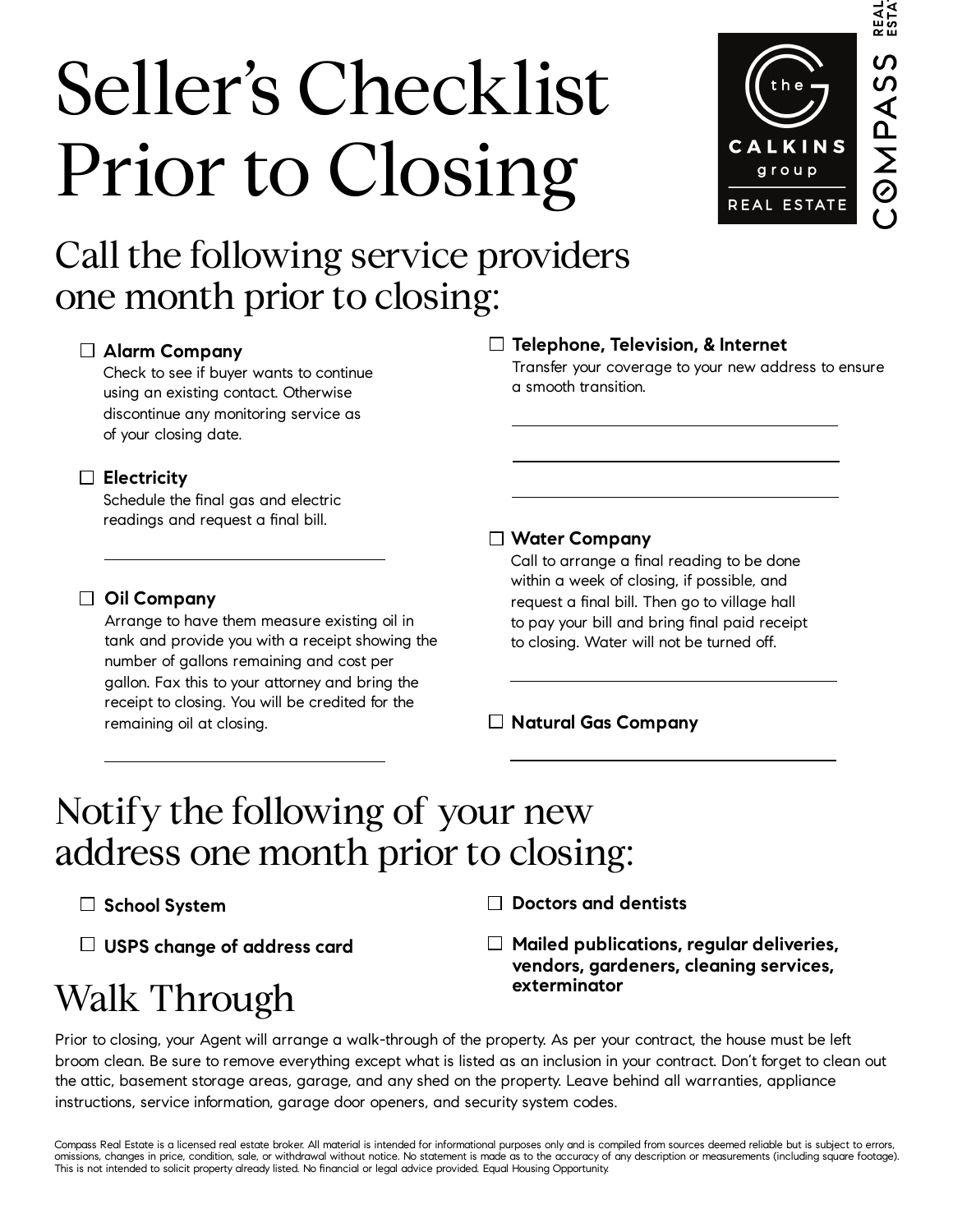# Seller's Checklist Prior to Closing

## Call the following service providers one month prior to closing:

- ☐ **Alarm Company**
  Check to see if buyer wants to continue using an existing contact. Otherwise discontinue any monitoring service as of your closing date.

- ☐ **Electricity**
  Schedule the final gas and electric readings and request a final bill.

  ______________________________

- ☐ **Oil Company**
  Arrange to have them measure existing oil in tank and provide you with a receipt showing the number of gallons remaining and cost per gallon. Fax this to your attorney and bring the receipt to closing. You will be credited for the remaining oil at closing.

  ______________________________

- ☐ **Telephone, Television, & Internet**
  Transfer your coverage to your new address to ensure a smooth transition.

  ______________________________

  ______________________________

  ______________________________

- ☐ **Water Company**
  Call to arrange a final reading to be done within a week of closing, if possible, and request a final bill. Then go to village hall to pay your bill and bring final paid receipt to closing. Water will not be turned off.

  ______________________________

- ☐ **Natural Gas Company**

  ______________________________

## Notify the following of your new address one month prior to closing:

- ☐ **School System**
- ☐ **USPS change of address card**
- ☐ **Doctors and dentists**
- ☐ **Mailed publications, regular deliveries, vendors, gardeners, cleaning services, exterminator**

## Walk Through

Prior to closing, your Agent will arrange a walk-through of the property. As per your contract, the house must be left broom clean. Be sure to remove everything except what is listed as an inclusion in your contract. Don't forget to clean out the attic, basement storage areas, garage, and any shed on the property. Leave behind all warranties, appliance instructions, service information, garage door openers, and security system codes.

Compass Real Estate is a licensed real estate broker. All material is intended for informational purposes only and is compiled from sources deemed reliable but is subject to errors, omissions, changes in price, condition, sale, or withdrawal without notice. No statement is made as to the accuracy of any description or measurements (including square footage). This is not intended to solicit property already listed. No financial or legal advice provided. Equal Housing Opportunity.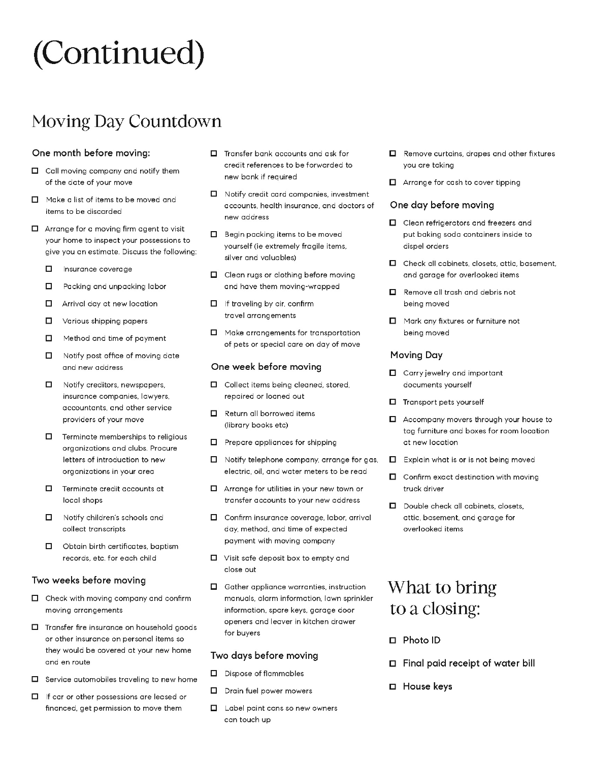# (Continued)

## Moving Day Countdown

### One month before moving:

- ☐ Call moving company and notify them of the date of your move
- ☐ Make a list of items to be moved and items to be discarded
- ☐ Arrange for a moving firm agent to visit your home to inspect your possessions to give you an estimate. Discuss the following:
  - ☐ Insurance coverage
  - ☐ Packing and unpacking labor
  - ☐ Arrival day at new location
  - ☐ Various shipping papers
  - ☐ Method and time of payment
  - ☐ Notify post office of moving date and new address
  - ☐ Notify creditors, newspapers, insurance companies, lawyers, accountants, and other service providers of your move
  - ☐ Terminate memberships to religious organizations and clubs. Procure letters of introduction to new organizations in your area
  - ☐ Terminate credit accounts at local shops
  - ☐ Notify children's schools and collect transcripts
  - ☐ Obtain birth certificates, baptism records, etc. for each child

### Two weeks before moving

- ☐ Check with moving company and confirm moving arrangements
- ☐ Transfer fire insurance on household goods or other insurance on personal items so they would be covered at your new home and en route
- ☐ Service automobiles traveling to new home
- ☐ If car or other possessions are leased or financed, get permission to move them
- ☐ Transfer bank accounts and ask for credit references to be forwarded to new bank if required
- ☐ Notify credit card companies, investment accounts, health insurance, and doctors of new address
- ☐ Begin packing items to be moved yourself (ie extremely fragile items, silver and valuables)
- ☐ Clean rugs or clothing before moving and have them moving-wrapped
- ☐ If traveling by air, confirm travel arrangements
- ☐ Make arrangements for transportation of pets or special care on day of move

### One week before moving

- ☐ Collect items being cleaned, stored, repaired or loaned out
- ☐ Return all borrowed items (library books etc)
- ☐ Prepare appliances for shipping
- ☐ Notify telephone company, arrange for gas, electric, oil, and water meters to be read
- ☐ Arrange for utilities in your new town or transfer accounts to your new address
- ☐ Confirm insurance coverage, labor, arrival day, method, and time of expected payment with moving company
- ☐ Visit safe deposit box to empty and close out
- ☐ Gather appliance warranties, instruction manuals, alarm information, lawn sprinkler information, spare keys, garage door openers and leave in kitchen drawer for buyers

### Two days before moving

- ☐ Dispose of flammables
- ☐ Drain fuel power mowers
- ☐ Label paint cans so new owners can touch up
- ☐ Remove curtains, drapes and other fixtures you are taking
- ☐ Arrange for cash to cover tipping

### One day before moving

- ☐ Clean refrigerators and freezers and put baking soda containers inside to dispel orders
- ☐ Check all cabinets, closets, attic, basement, and garage for overlooked items
- ☐ Remove all trash and debris not being moved
- ☐ Mark any fixtures or furniture not being moved

### Moving Day

- ☐ Carry jewelry and important documents yourself
- ☐ Transport pets yourself
- ☐ Accompany movers through your house to tag furniture and boxes for room location at new location
- ☐ Explain what is or is not being moved
- ☐ Confirm exact destination with moving truck driver
- ☐ Double check all cabinets, closets, attic, basement, and garage for overlooked items

## What to bring to a closing:

- ☐ Photo ID
- ☐ Final paid receipt of water bill
- ☐ House keys